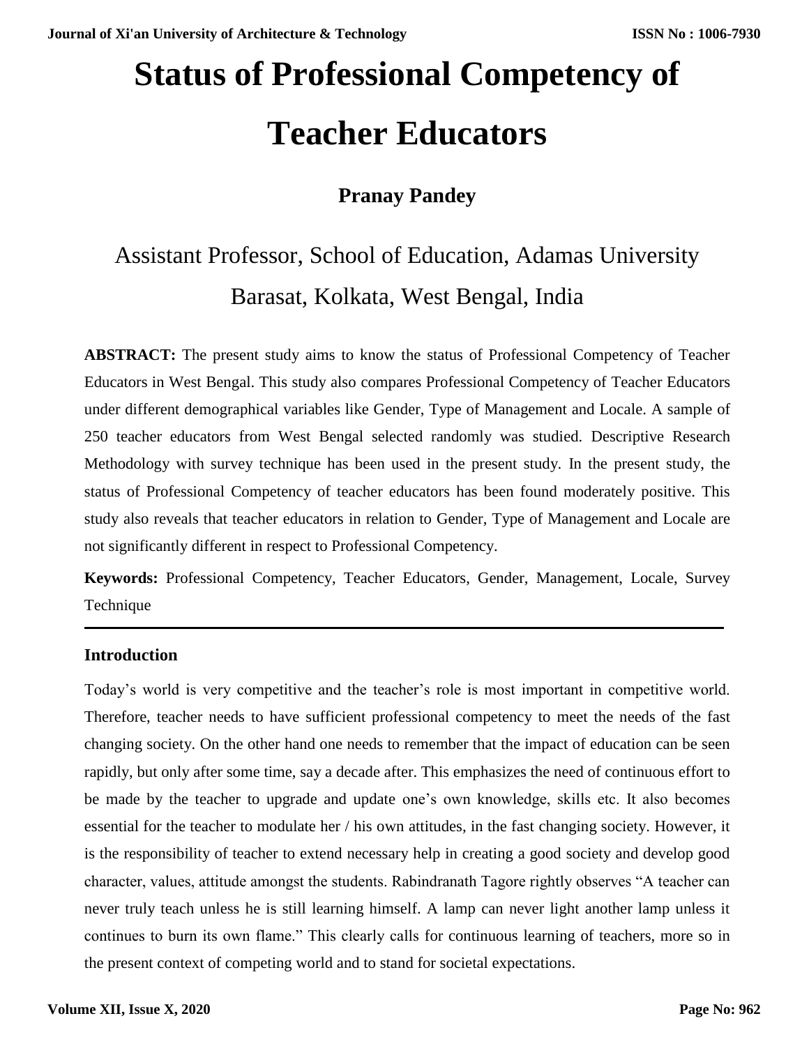# Status of Professional Competency of Teacher Educators

## Pranay Pandey

Assistant Professor, School of Education, Adamas University
Barasat, Kolkata, West Bengal, India

**ABSTRACT:** The present study aims to know the status of Professional Competency of Teacher Educators in West Bengal. This study also compares Professional Competency of Teacher Educators under different demographical variables like Gender, Type of Management and Locale. A sample of 250 teacher educators from West Bengal selected randomly was studied. Descriptive Research Methodology with survey technique has been used in the present study. In the present study, the status of Professional Competency of teacher educators has been found moderately positive. This study also reveals that teacher educators in relation to Gender, Type of Management and Locale are not significantly different in respect to Professional Competency.

**Keywords:** Professional Competency, Teacher Educators, Gender, Management, Locale, Survey Technique

---

### Introduction

Today's world is very competitive and the teacher's role is most important in competitive world. Therefore, teacher needs to have sufficient professional competency to meet the needs of the fast changing society. On the other hand one needs to remember that the impact of education can be seen rapidly, but only after some time, say a decade after. This emphasizes the need of continuous effort to be made by the teacher to upgrade and update one's own knowledge, skills etc. It also becomes essential for the teacher to modulate her / his own attitudes, in the fast changing society. However, it is the responsibility of teacher to extend necessary help in creating a good society and develop good character, values, attitude amongst the students. Rabindranath Tagore rightly observes "A teacher can never truly teach unless he is still learning himself. A lamp can never light another lamp unless it continues to burn its own flame." This clearly calls for continuous learning of teachers, more so in the present context of competing world and to stand for societal expectations.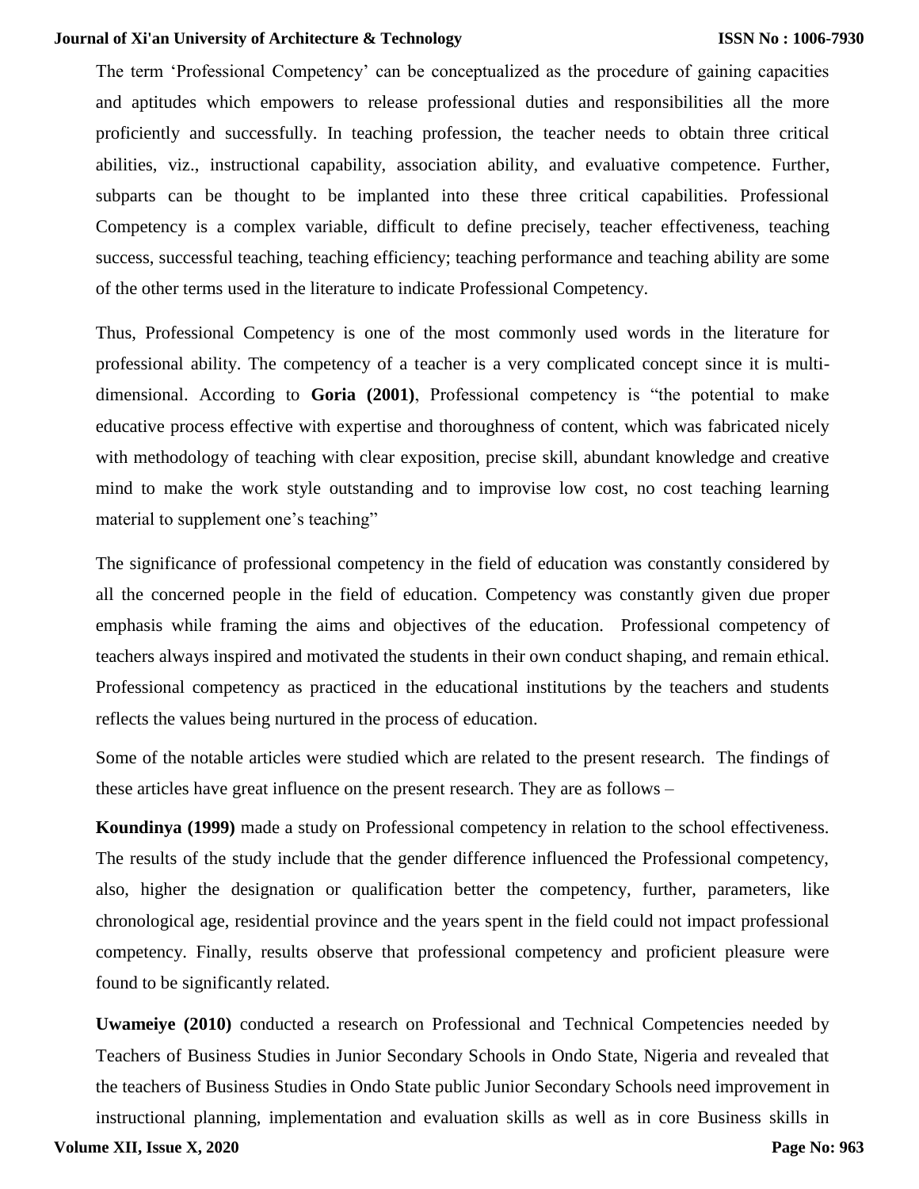The term 'Professional Competency' can be conceptualized as the procedure of gaining capacities and aptitudes which empowers to release professional duties and responsibilities all the more proficiently and successfully. In teaching profession, the teacher needs to obtain three critical abilities, viz., instructional capability, association ability, and evaluative competence. Further, subparts can be thought to be implanted into these three critical capabilities. Professional Competency is a complex variable, difficult to define precisely, teacher effectiveness, teaching success, successful teaching, teaching efficiency; teaching performance and teaching ability are some of the other terms used in the literature to indicate Professional Competency.

Thus, Professional Competency is one of the most commonly used words in the literature for professional ability. The competency of a teacher is a very complicated concept since it is multi-dimensional. According to **Goria (2001)**, Professional competency is "the potential to make educative process effective with expertise and thoroughness of content, which was fabricated nicely with methodology of teaching with clear exposition, precise skill, abundant knowledge and creative mind to make the work style outstanding and to improvise low cost, no cost teaching learning material to supplement one's teaching"

The significance of professional competency in the field of education was constantly considered by all the concerned people in the field of education. Competency was constantly given due proper emphasis while framing the aims and objectives of the education. Professional competency of teachers always inspired and motivated the students in their own conduct shaping, and remain ethical. Professional competency as practiced in the educational institutions by the teachers and students reflects the values being nurtured in the process of education.

Some of the notable articles were studied which are related to the present research. The findings of these articles have great influence on the present research. They are as follows –

**Koundinya (1999)** made a study on Professional competency in relation to the school effectiveness. The results of the study include that the gender difference influenced the Professional competency, also, higher the designation or qualification better the competency, further, parameters, like chronological age, residential province and the years spent in the field could not impact professional competency. Finally, results observe that professional competency and proficient pleasure were found to be significantly related.

**Uwameiye (2010)** conducted a research on Professional and Technical Competencies needed by Teachers of Business Studies in Junior Secondary Schools in Ondo State, Nigeria and revealed that the teachers of Business Studies in Ondo State public Junior Secondary Schools need improvement in instructional planning, implementation and evaluation skills as well as in core Business skills in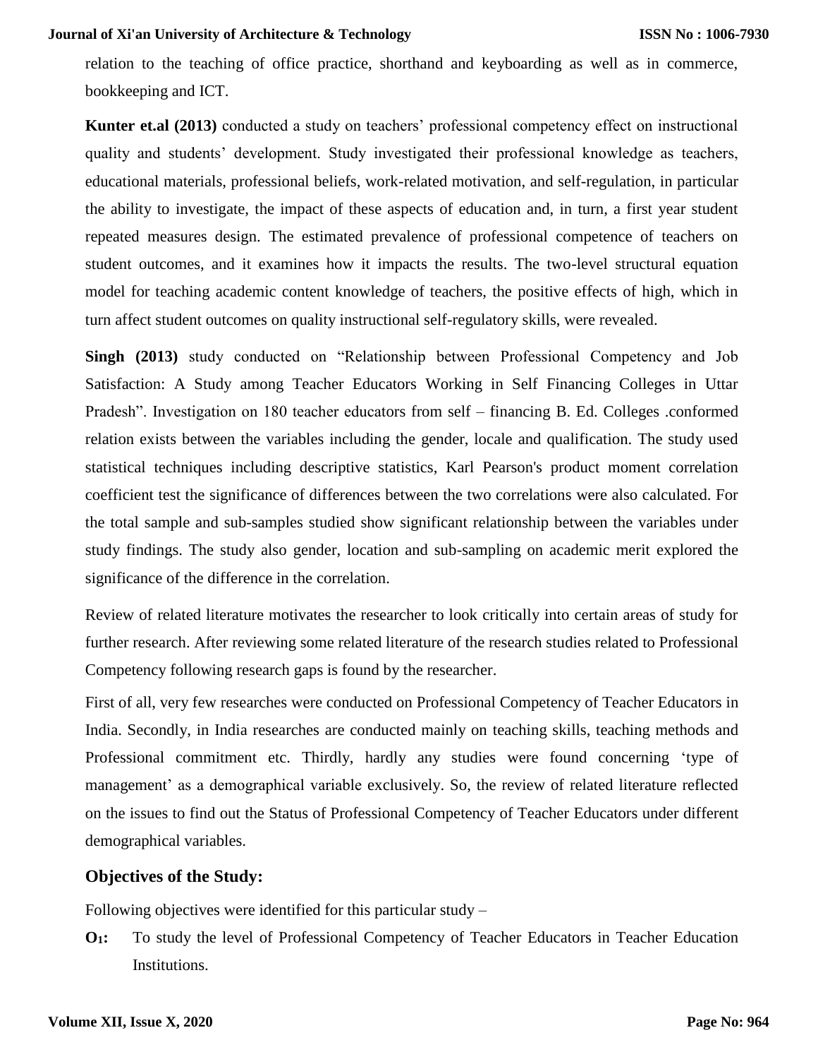relation to the teaching of office practice, shorthand and keyboarding as well as in commerce, bookkeeping and ICT.

**Kunter et.al (2013)** conducted a study on teachers' professional competency effect on instructional quality and students' development. Study investigated their professional knowledge as teachers, educational materials, professional beliefs, work-related motivation, and self-regulation, in particular the ability to investigate, the impact of these aspects of education and, in turn, a first year student repeated measures design. The estimated prevalence of professional competence of teachers on student outcomes, and it examines how it impacts the results. The two-level structural equation model for teaching academic content knowledge of teachers, the positive effects of high, which in turn affect student outcomes on quality instructional self-regulatory skills, were revealed.

**Singh (2013)** study conducted on "Relationship between Professional Competency and Job Satisfaction: A Study among Teacher Educators Working in Self Financing Colleges in Uttar Pradesh". Investigation on 180 teacher educators from self – financing B. Ed. Colleges .conformed relation exists between the variables including the gender, locale and qualification. The study used statistical techniques including descriptive statistics, Karl Pearson's product moment correlation coefficient test the significance of differences between the two correlations were also calculated. For the total sample and sub-samples studied show significant relationship between the variables under study findings. The study also gender, location and sub-sampling on academic merit explored the significance of the difference in the correlation.

Review of related literature motivates the researcher to look critically into certain areas of study for further research. After reviewing some related literature of the research studies related to Professional Competency following research gaps is found by the researcher.

First of all, very few researches were conducted on Professional Competency of Teacher Educators in India. Secondly, in India researches are conducted mainly on teaching skills, teaching methods and Professional commitment etc. Thirdly, hardly any studies were found concerning 'type of management' as a demographical variable exclusively. So, the review of related literature reflected on the issues to find out the Status of Professional Competency of Teacher Educators under different demographical variables.

## Objectives of the Study:

Following objectives were identified for this particular study –

**$O_1$:** To study the level of Professional Competency of Teacher Educators in Teacher Education Institutions.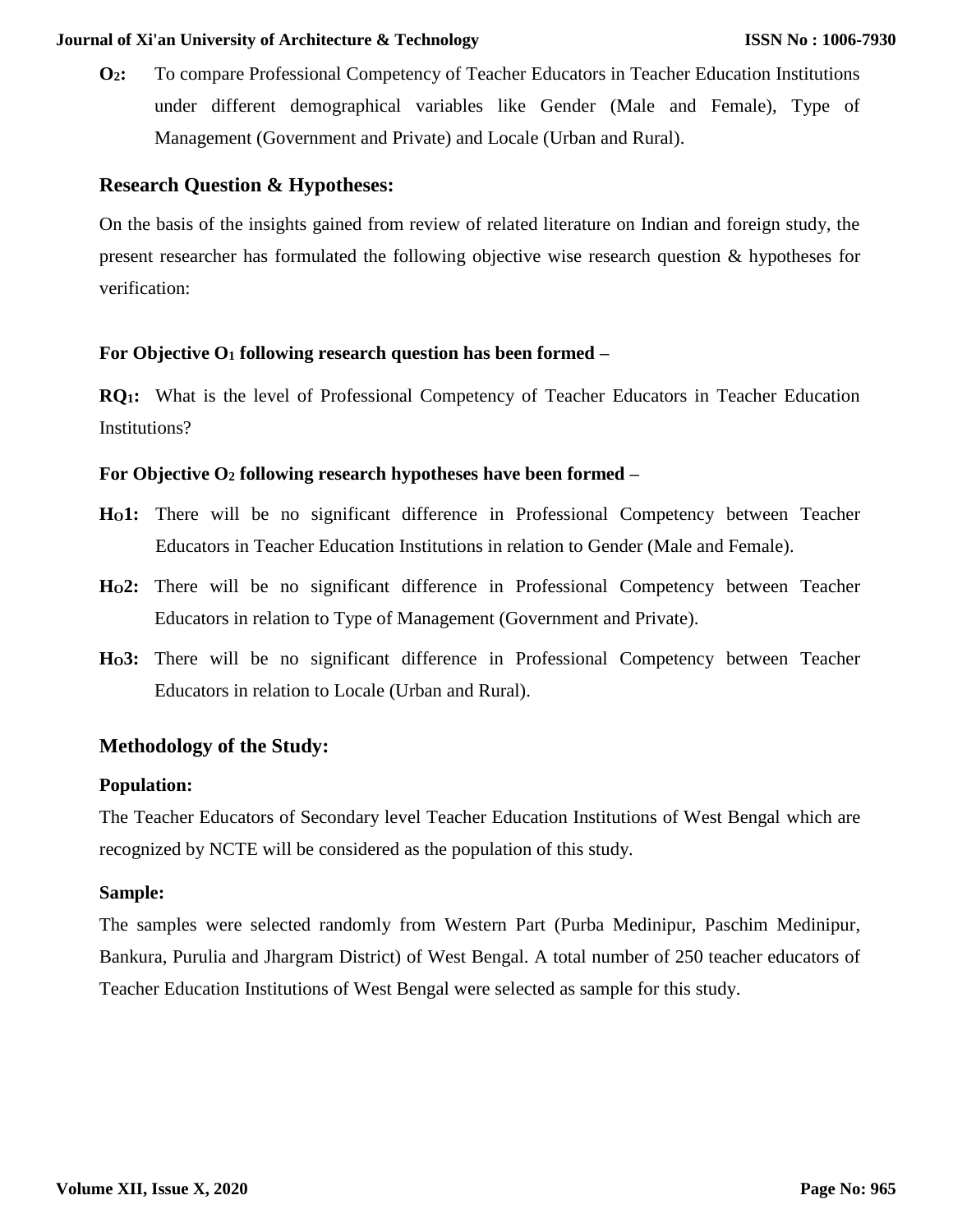**$O_2$:** To compare Professional Competency of Teacher Educators in Teacher Education Institutions under different demographical variables like Gender (Male and Female), Type of Management (Government and Private) and Locale (Urban and Rural).

## Research Question & Hypotheses:

On the basis of the insights gained from review of related literature on Indian and foreign study, the present researcher has formulated the following objective wise research question & hypotheses for verification:

**For Objective $O_1$ following research question has been formed –**

**$RQ_1$:** What is the level of Professional Competency of Teacher Educators in Teacher Education Institutions?

**For Objective $O_2$ following research hypotheses have been formed –**

**$H_O1$:** There will be no significant difference in Professional Competency between Teacher Educators in Teacher Education Institutions in relation to Gender (Male and Female).

**$H_O2$:** There will be no significant difference in Professional Competency between Teacher Educators in relation to Type of Management (Government and Private).

**$H_O3$:** There will be no significant difference in Professional Competency between Teacher Educators in relation to Locale (Urban and Rural).

## Methodology of the Study:

### Population:

The Teacher Educators of Secondary level Teacher Education Institutions of West Bengal which are recognized by NCTE will be considered as the population of this study.

### Sample:

The samples were selected randomly from Western Part (Purba Medinipur, Paschim Medinipur, Bankura, Purulia and Jhargram District) of West Bengal. A total number of 250 teacher educators of Teacher Education Institutions of West Bengal were selected as sample for this study.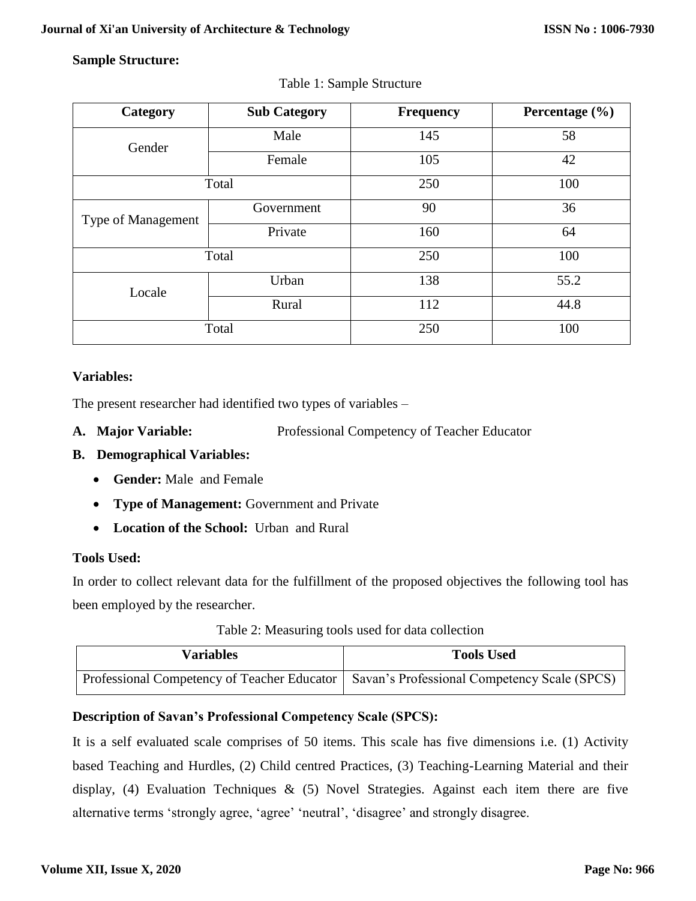**Sample Structure:**

Table 1: Sample Structure

| Category | Sub Category | Frequency | Percentage (%) |
|---|---|---|---|
| Gender | Male | 145 | 58 |
| | Female | 105 | 42 |
| Total | | 250 | 100 |
| Type of Management | Government | 90 | 36 |
| | Private | 160 | 64 |
| Total | | 250 | 100 |
| Locale | Urban | 138 | 55.2 |
| | Rural | 112 | 44.8 |
| Total | | 250 | 100 |

**Variables:**

The present researcher had identified two types of variables –

**A. Major Variable:** Professional Competency of Teacher Educator

**B. Demographical Variables:**

- **Gender:** Male and Female
- **Type of Management:** Government and Private
- **Location of the School:** Urban and Rural

**Tools Used:**

In order to collect relevant data for the fulfillment of the proposed objectives the following tool has been employed by the researcher.

Table 2: Measuring tools used for data collection

| Variables | Tools Used |
|---|---|
| Professional Competency of Teacher Educator | Savan's Professional Competency Scale (SPCS) |

**Description of Savan's Professional Competency Scale (SPCS):**

It is a self evaluated scale comprises of 50 items. This scale has five dimensions i.e. (1) Activity based Teaching and Hurdles, (2) Child centred Practices, (3) Teaching-Learning Material and their display, (4) Evaluation Techniques & (5) Novel Strategies. Against each item there are five alternative terms 'strongly agree, 'agree' 'neutral', 'disagree' and strongly disagree.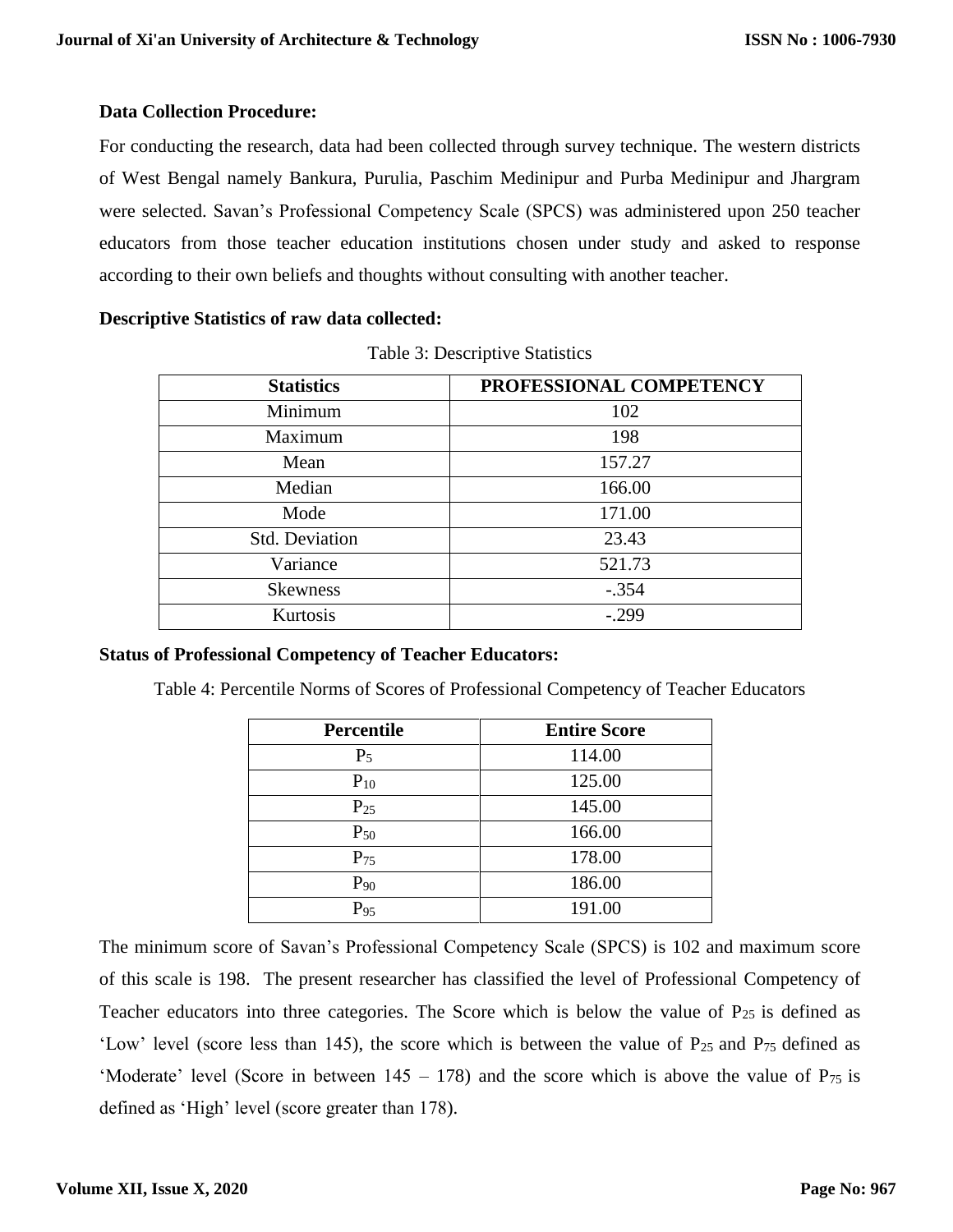**Data Collection Procedure:**

For conducting the research, data had been collected through survey technique. The western districts of West Bengal namely Bankura, Purulia, Paschim Medinipur and Purba Medinipur and Jhargram were selected. Savan's Professional Competency Scale (SPCS) was administered upon 250 teacher educators from those teacher education institutions chosen under study and asked to response according to their own beliefs and thoughts without consulting with another teacher.

**Descriptive Statistics of raw data collected:**

Table 3: Descriptive Statistics

| Statistics | PROFESSIONAL COMPETENCY |
|---|---|
| Minimum | 102 |
| Maximum | 198 |
| Mean | 157.27 |
| Median | 166.00 |
| Mode | 171.00 |
| Std. Deviation | 23.43 |
| Variance | 521.73 |
| Skewness | -.354 |
| Kurtosis | -.299 |

**Status of Professional Competency of Teacher Educators:**

Table 4: Percentile Norms of Scores of Professional Competency of Teacher Educators

| Percentile | Entire Score |
|---|---|
| $P_5$ | 114.00 |
| $P_{10}$ | 125.00 |
| $P_{25}$ | 145.00 |
| $P_{50}$ | 166.00 |
| $P_{75}$ | 178.00 |
| $P_{90}$ | 186.00 |
| $P_{95}$ | 191.00 |

The minimum score of Savan's Professional Competency Scale (SPCS) is 102 and maximum score of this scale is 198. The present researcher has classified the level of Professional Competency of Teacher educators into three categories. The Score which is below the value of $P_{25}$ is defined as 'Low' level (score less than 145), the score which is between the value of $P_{25}$ and $P_{75}$ defined as 'Moderate' level (Score in between 145 – 178) and the score which is above the value of $P_{75}$ is defined as 'High' level (score greater than 178).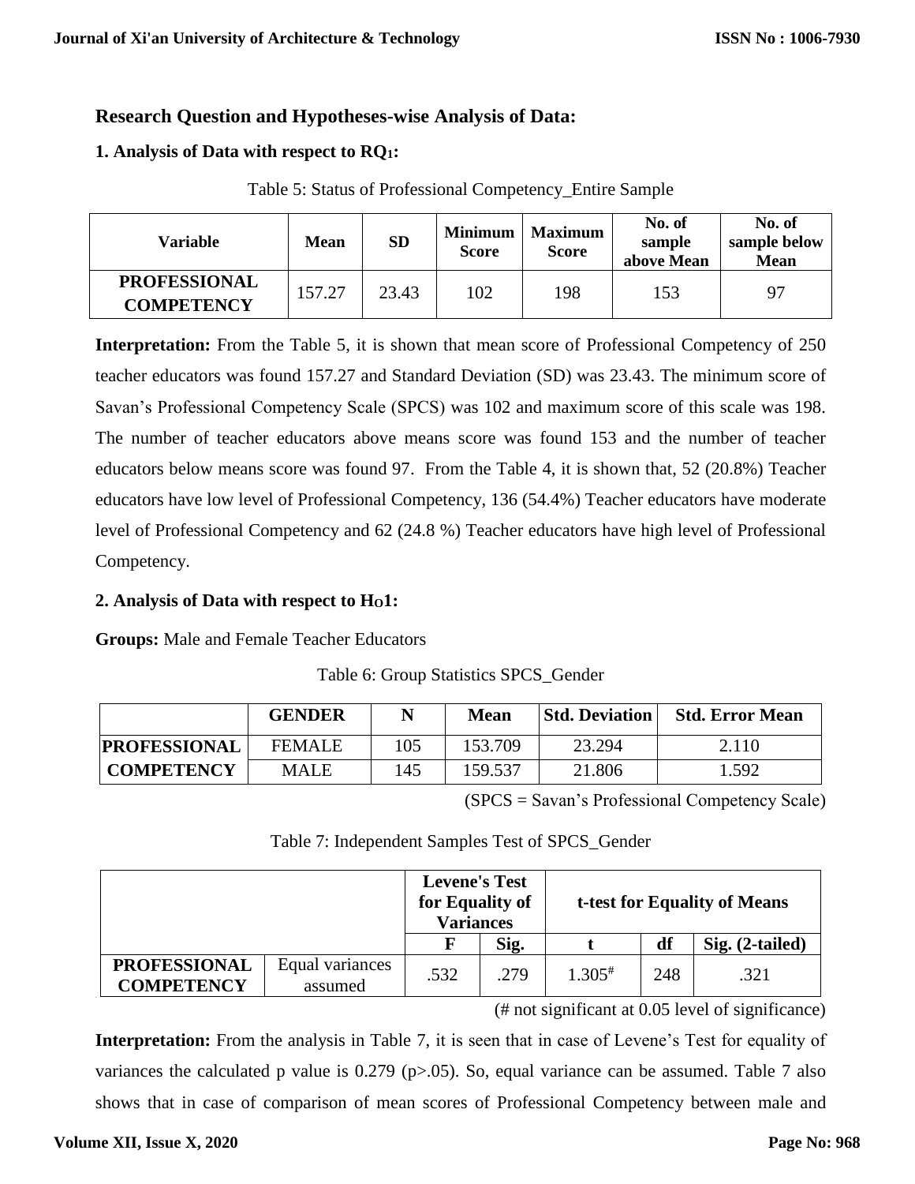## Research Question and Hypotheses-wise Analysis of Data:

### 1. Analysis of Data with respect to $RQ_1$:

Table 5: Status of Professional Competency_Entire Sample

| Variable | Mean | SD | Minimum Score | Maximum Score | No. of sample above Mean | No. of sample below Mean |
|---|---|---|---|---|---|---|
| PROFESSIONAL COMPETENCY | 157.27 | 23.43 | 102 | 198 | 153 | 97 |

**Interpretation:** From the Table 5, it is shown that mean score of Professional Competency of 250 teacher educators was found 157.27 and Standard Deviation (SD) was 23.43. The minimum score of Savan's Professional Competency Scale (SPCS) was 102 and maximum score of this scale was 198. The number of teacher educators above means score was found 153 and the number of teacher educators below means score was found 97. From the Table 4, it is shown that, 52 (20.8%) Teacher educators have low level of Professional Competency, 136 (54.4%) Teacher educators have moderate level of Professional Competency and 62 (24.8 %) Teacher educators have high level of Professional Competency.

### 2. Analysis of Data with respect to $H_O1$:

**Groups:** Male and Female Teacher Educators

Table 6: Group Statistics SPCS_Gender

| | GENDER | N | Mean | Std. Deviation | Std. Error Mean |
|---|---|---|---|---|---|
| PROFESSIONAL COMPETENCY | FEMALE | 105 | 153.709 | 23.294 | 2.110 |
| | MALE | 145 | 159.537 | 21.806 | 1.592 |

(SPCS = Savan's Professional Competency Scale)

Table 7: Independent Samples Test of SPCS_Gender

| | | Levene's Test for Equality of Variances | | t-test for Equality of Means | | |
|---|---|---|---|---|---|---|
| | | F | Sig. | t | df | Sig. (2-tailed) |
| PROFESSIONAL COMPETENCY | Equal variances assumed | .532 | .279 | 1.305# | 248 | .321 |

(# not significant at 0.05 level of significance)

**Interpretation:** From the analysis in Table 7, it is seen that in case of Levene's Test for equality of variances the calculated p value is 0.279 ($p>.05$). So, equal variance can be assumed. Table 7 also shows that in case of comparison of mean scores of Professional Competency between male and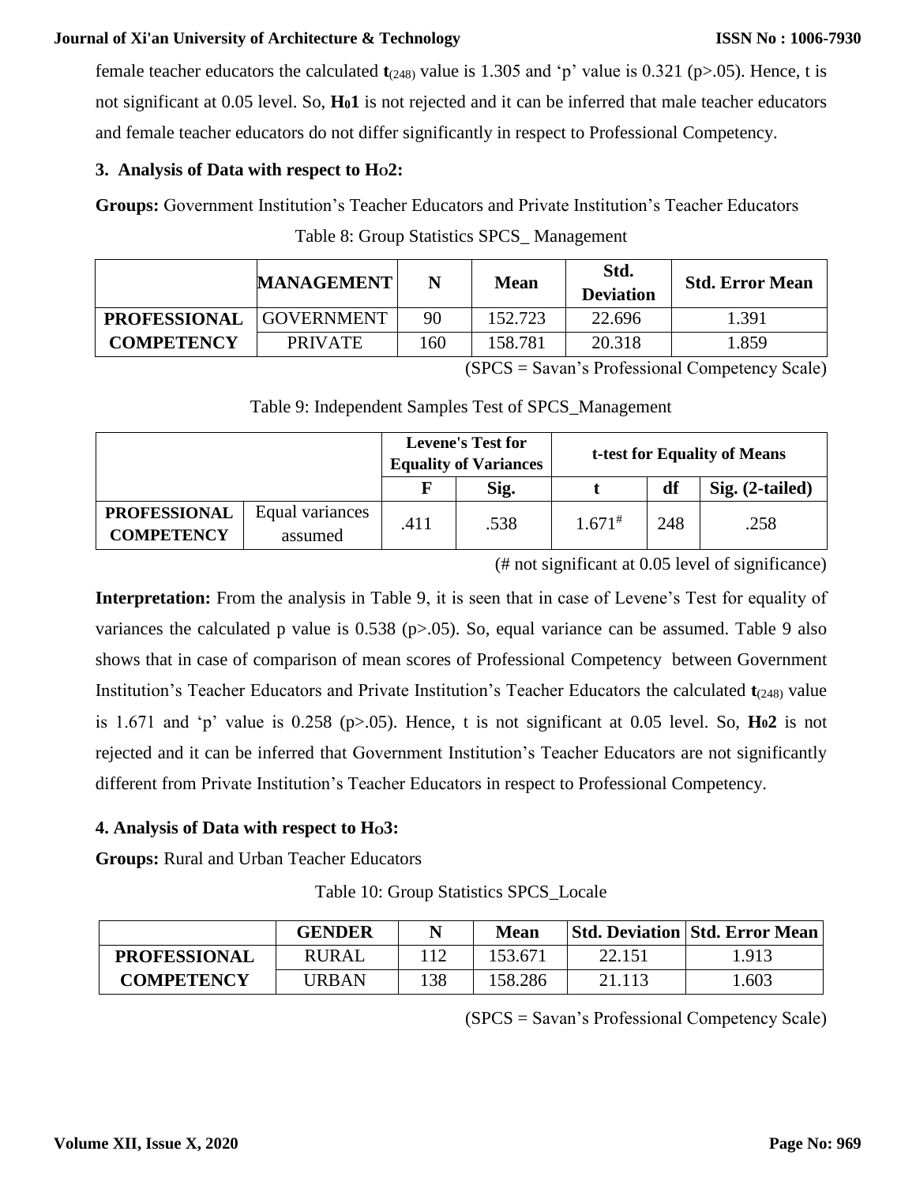female teacher educators the calculated $\mathbf{t}_{(248)}$ value is 1.305 and 'p' value is 0.321 (p>.05). Hence, t is not significant at 0.05 level. So, $\mathbf{H_0 1}$ is not rejected and it can be inferred that male teacher educators and female teacher educators do not differ significantly in respect to Professional Competency.

### 3. Analysis of Data with respect to $H_O2$:

**Groups:** Government Institution's Teacher Educators and Private Institution's Teacher Educators

Table 8: Group Statistics SPCS_ Management

| | MANAGEMENT | N | Mean | Std. Deviation | Std. Error Mean |
|---|---|---|---|---|---|
| PROFESSIONAL COMPETENCY | GOVERNMENT | 90 | 152.723 | 22.696 | 1.391 |
| | PRIVATE | 160 | 158.781 | 20.318 | 1.859 |

(SPCS = Savan's Professional Competency Scale)

Table 9: Independent Samples Test of SPCS_Management

| | | Levene's Test for Equality of Variances | | t-test for Equality of Means | | |
|---|---|---|---|---|---|---|
| | | F | Sig. | t | df | Sig. (2-tailed) |
| PROFESSIONAL COMPETENCY | Equal variances assumed | .411 | .538 | $1.671^{\#}$ | 248 | .258 |

(# not significant at 0.05 level of significance)

**Interpretation:** From the analysis in Table 9, it is seen that in case of Levene's Test for equality of variances the calculated p value is 0.538 (p>.05). So, equal variance can be assumed. Table 9 also shows that in case of comparison of mean scores of Professional Competency between Government Institution's Teacher Educators and Private Institution's Teacher Educators the calculated $\mathbf{t}_{(248)}$ value is 1.671 and 'p' value is 0.258 (p>.05). Hence, t is not significant at 0.05 level. So, $\mathbf{H_0 2}$ is not rejected and it can be inferred that Government Institution's Teacher Educators are not significantly different from Private Institution's Teacher Educators in respect to Professional Competency.

### 4. Analysis of Data with respect to $H_O3$:

**Groups:** Rural and Urban Teacher Educators

Table 10: Group Statistics SPCS_Locale

| | GENDER | N | Mean | Std. Deviation | Std. Error Mean |
|---|---|---|---|---|---|
| PROFESSIONAL COMPETENCY | RURAL | 112 | 153.671 | 22.151 | 1.913 |
| | URBAN | 138 | 158.286 | 21.113 | 1.603 |

(SPCS = Savan's Professional Competency Scale)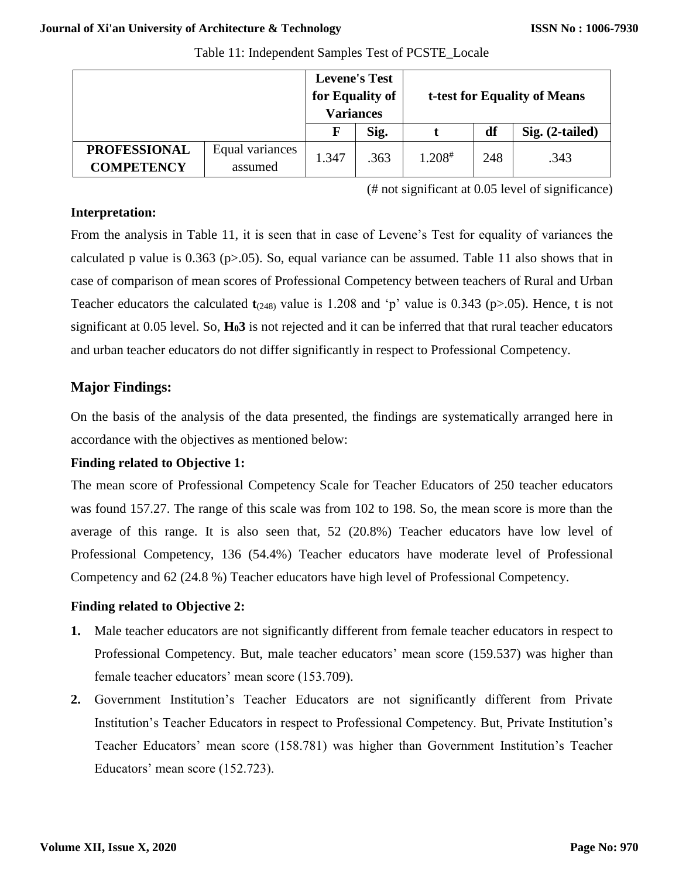Table 11: Independent Samples Test of PCSTE_Locale

| | | Levene's Test for Equality of Variances | | t-test for Equality of Means | | |
|---|---|---|---|---|---|---|
| | | F | Sig. | t | df | Sig. (2-tailed) |
| **PROFESSIONAL COMPETENCY** | Equal variances assumed | 1.347 | .363 | 1.208# | 248 | .343 |

(# not significant at 0.05 level of significance)

**Interpretation:**

From the analysis in Table 11, it is seen that in case of Levene's Test for equality of variances the calculated p value is 0.363 (p>.05). So, equal variance can be assumed. Table 11 also shows that in case of comparison of mean scores of Professional Competency between teachers of Rural and Urban Teacher educators the calculated $\mathbf{t}_{(248)}$ value is 1.208 and 'p' value is 0.343 (p>.05). Hence, t is not significant at 0.05 level. So, $\mathbf{H_03}$ is not rejected and it can be inferred that that rural teacher educators and urban teacher educators do not differ significantly in respect to Professional Competency.

## Major Findings:

On the basis of the analysis of the data presented, the findings are systematically arranged here in accordance with the objectives as mentioned below:

**Finding related to Objective 1:**

The mean score of Professional Competency Scale for Teacher Educators of 250 teacher educators was found 157.27. The range of this scale was from 102 to 198. So, the mean score is more than the average of this range. It is also seen that, 52 (20.8%) Teacher educators have low level of Professional Competency, 136 (54.4%) Teacher educators have moderate level of Professional Competency and 62 (24.8 %) Teacher educators have high level of Professional Competency.

**Finding related to Objective 2:**

1. Male teacher educators are not significantly different from female teacher educators in respect to Professional Competency. But, male teacher educators' mean score (159.537) was higher than female teacher educators' mean score (153.709).
2. Government Institution's Teacher Educators are not significantly different from Private Institution's Teacher Educators in respect to Professional Competency. But, Private Institution's Teacher Educators' mean score (158.781) was higher than Government Institution's Teacher Educators' mean score (152.723).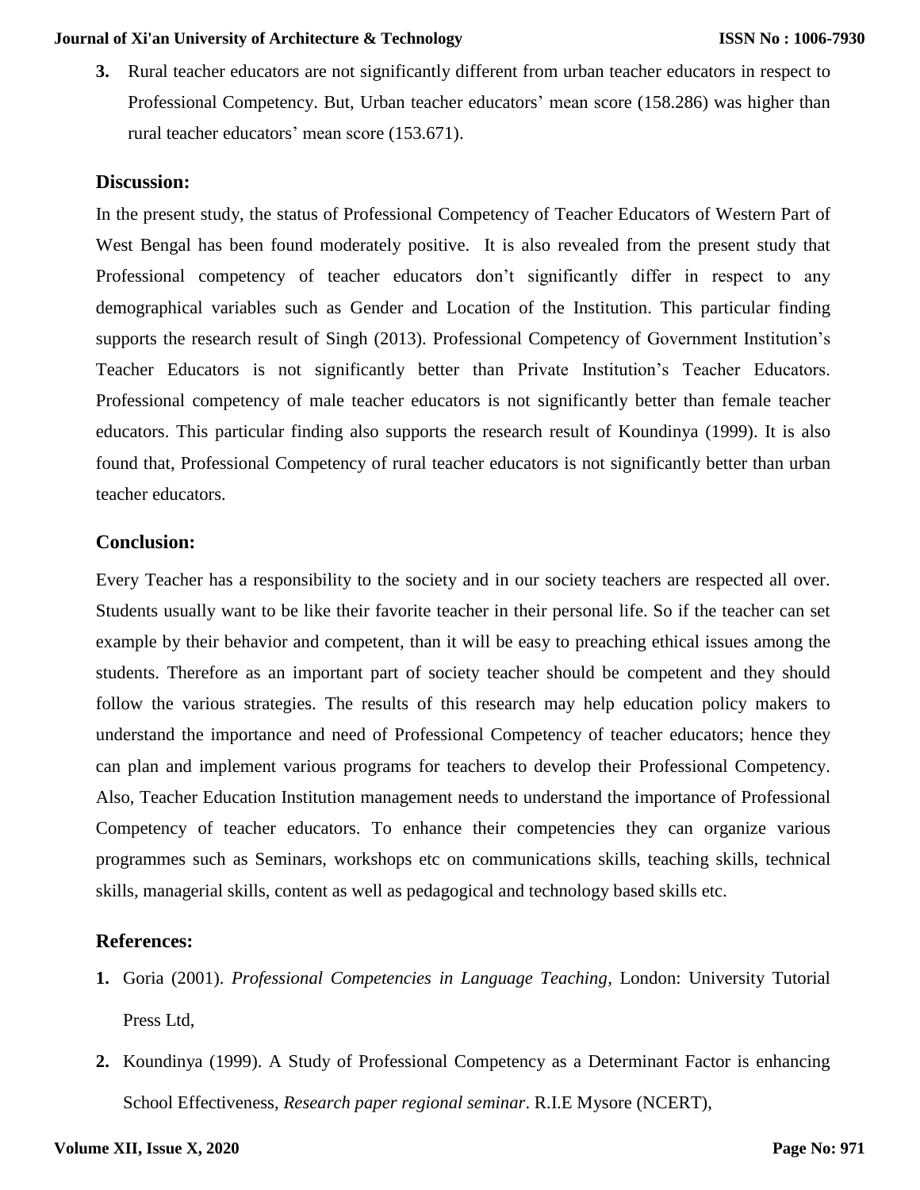3. Rural teacher educators are not significantly different from urban teacher educators in respect to Professional Competency. But, Urban teacher educators' mean score (158.286) was higher than rural teacher educators' mean score (153.671).

## Discussion:

In the present study, the status of Professional Competency of Teacher Educators of Western Part of West Bengal has been found moderately positive. It is also revealed from the present study that Professional competency of teacher educators don't significantly differ in respect to any demographical variables such as Gender and Location of the Institution. This particular finding supports the research result of Singh (2013). Professional Competency of Government Institution's Teacher Educators is not significantly better than Private Institution's Teacher Educators. Professional competency of male teacher educators is not significantly better than female teacher educators. This particular finding also supports the research result of Koundinya (1999). It is also found that, Professional Competency of rural teacher educators is not significantly better than urban teacher educators.

## Conclusion:

Every Teacher has a responsibility to the society and in our society teachers are respected all over. Students usually want to be like their favorite teacher in their personal life. So if the teacher can set example by their behavior and competent, than it will be easy to preaching ethical issues among the students. Therefore as an important part of society teacher should be competent and they should follow the various strategies. The results of this research may help education policy makers to understand the importance and need of Professional Competency of teacher educators; hence they can plan and implement various programs for teachers to develop their Professional Competency. Also, Teacher Education Institution management needs to understand the importance of Professional Competency of teacher educators. To enhance their competencies they can organize various programmes such as Seminars, workshops etc on communications skills, teaching skills, technical skills, managerial skills, content as well as pedagogical and technology based skills etc.

## References:

1. Goria (2001). *Professional Competencies in Language Teaching,* London: University Tutorial Press Ltd,
2. Koundinya (1999). A Study of Professional Competency as a Determinant Factor is enhancing School Effectiveness, *Research paper regional seminar*. R.I.E Mysore (NCERT),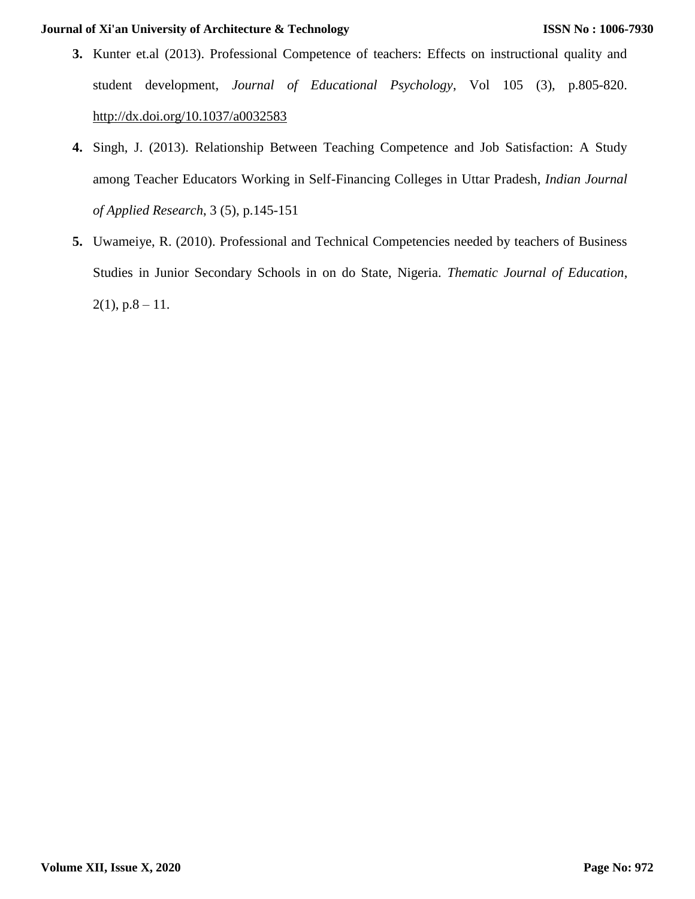3. Kunter et.al (2013). Professional Competence of teachers: Effects on instructional quality and student development, *Journal of Educational Psychology*, Vol 105 (3), p.805-820. http://dx.doi.org/10.1037/a0032583

4. Singh, J. (2013). Relationship Between Teaching Competence and Job Satisfaction: A Study among Teacher Educators Working in Self-Financing Colleges in Uttar Pradesh, *Indian Journal of Applied Research*, 3 (5), p.145-151

5. Uwameiye, R. (2010). Professional and Technical Competencies needed by teachers of Business Studies in Junior Secondary Schools in on do State, Nigeria. *Thematic Journal of Education*, 2(1), p.8 – 11.